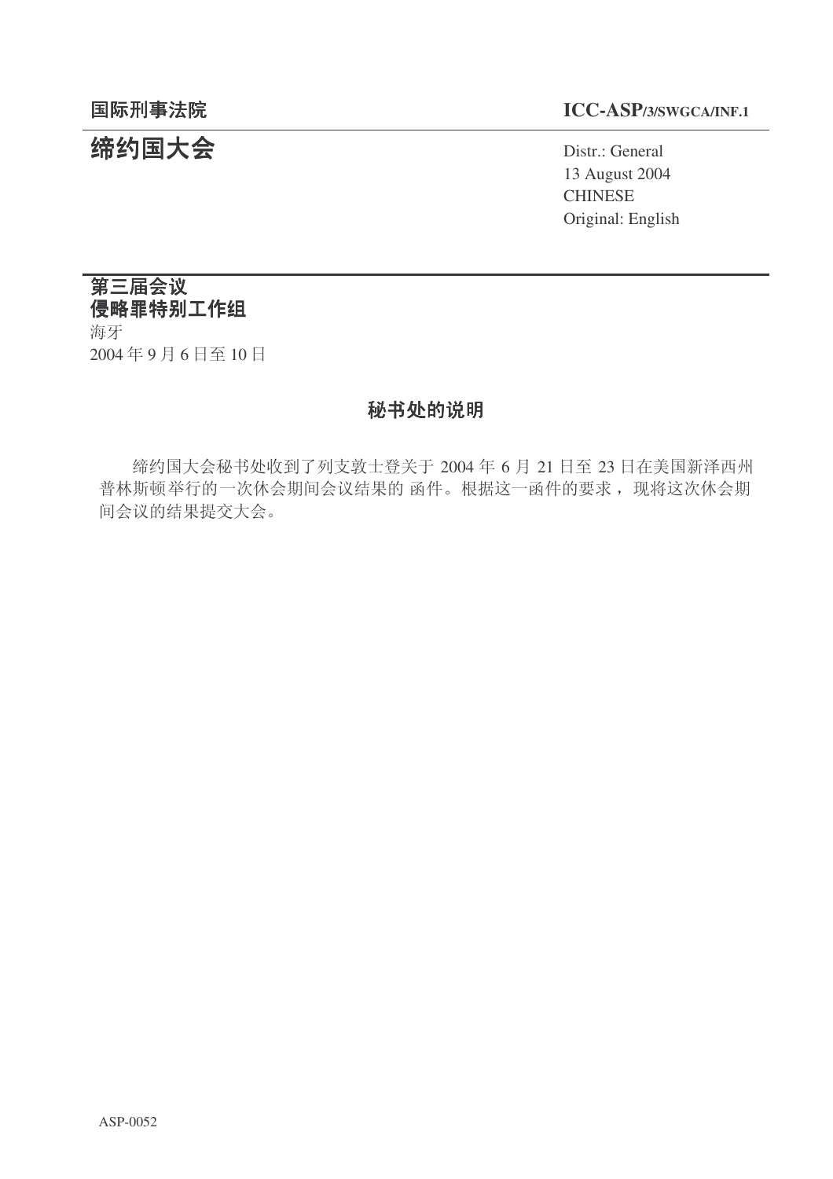**国际刑事法院** **ICC-ASP/3/SWGCA/INF.1**

# 缔约国大会

Distr.: General
13 August 2004
CHINESE
Original: English

**第三届会议**
**侵略罪特别工作组**
海牙
2004 年 9 月 6 日至 10 日

## 秘书处的说明

缔约国大会秘书处收到了列支敦士登关于 2004 年 6 月 21 日至 23 日在美国新泽西州普林斯顿举行的一次休会期间会议结果的 函件。根据这一函件的要求，现将这次休会期间会议的结果提交大会。

ASP-0052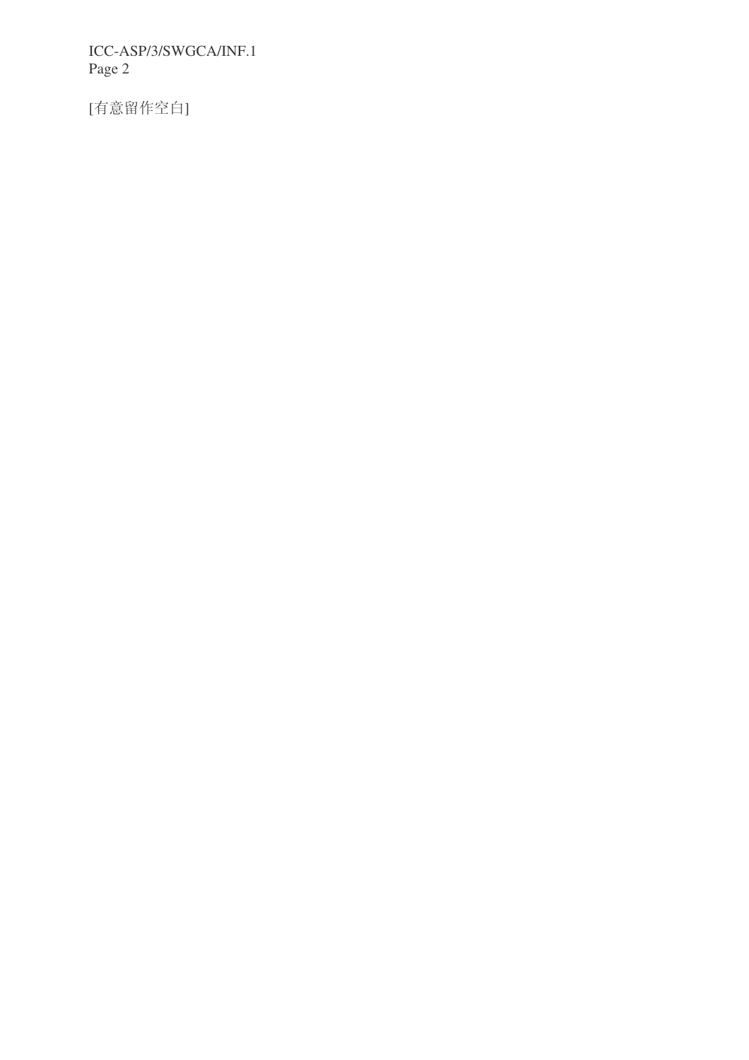[有意留作空白]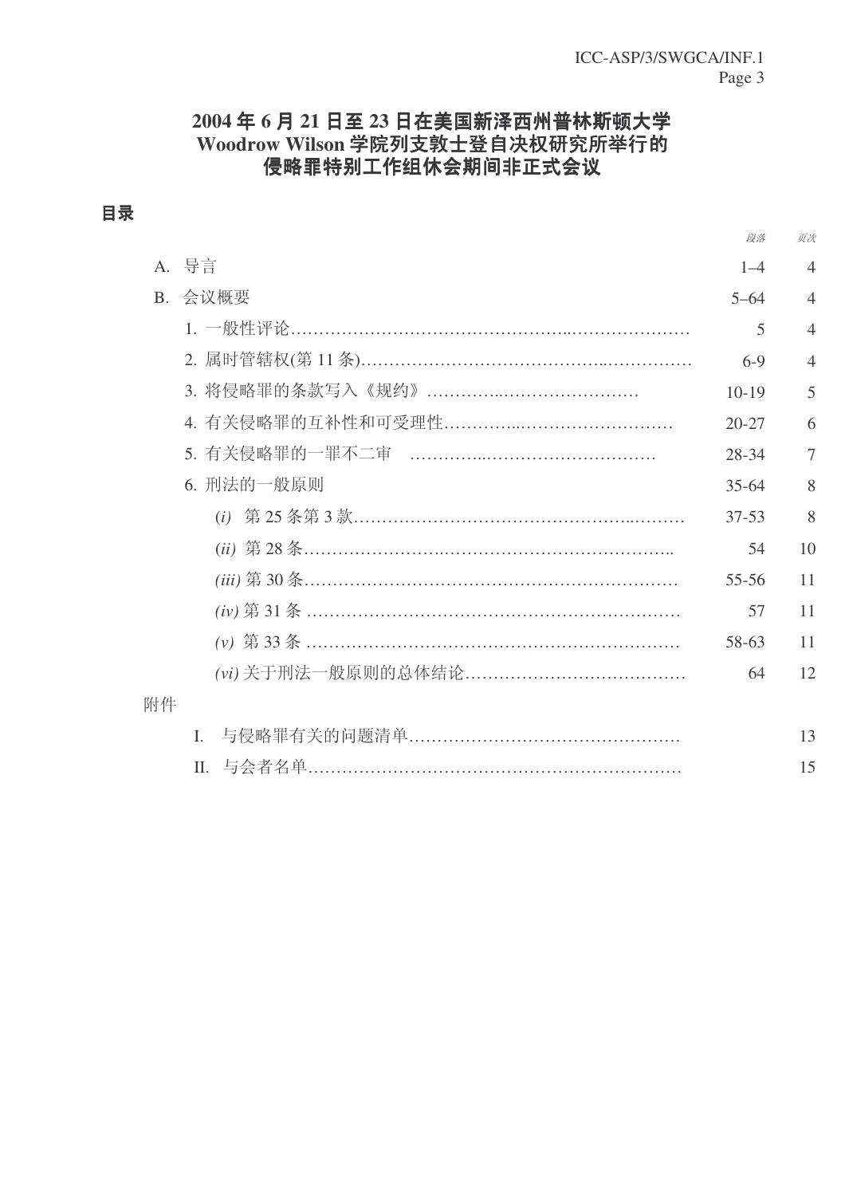# 2004 年 6 月 21 日至 23 日在美国新泽西州普林斯顿大学 Woodrow Wilson 学院列支敦士登自决权研究所举行的侵略罪特别工作组休会期间非正式会议

## 目录

| | 段落 | 页次 |
|---|---|---|
| A. 导言 | 1–4 | 4 |
| B. 会议概要 | 5–64 | 4 |
| 1. 一般性评论 | 5 | 4 |
| 2. 属时管辖权(第 11 条) | 6-9 | 4 |
| 3. 将侵略罪的条款写入《规约》 | 10-19 | 5 |
| 4. 有关侵略罪的互补性和可受理性 | 20-27 | 6 |
| 5. 有关侵略罪的一罪不二审 | 28-34 | 7 |
| 6. 刑法的一般原则 | 35-64 | 8 |
| *(i)* 第 25 条第 3 款 | 37-53 | 8 |
| *(ii)* 第 28 条 | 54 | 10 |
| *(iii)* 第 30 条 | 55-56 | 11 |
| *(iv)* 第 31 条 | 57 | 11 |
| *(v)* 第 33 条 | 58-63 | 11 |
| *(vi)* 关于刑法一般原则的总体结论 | 64 | 12 |
| 附件 | | |
| I. 与侵略罪有关的问题清单 | | 13 |
| II. 与会者名单 | | 15 |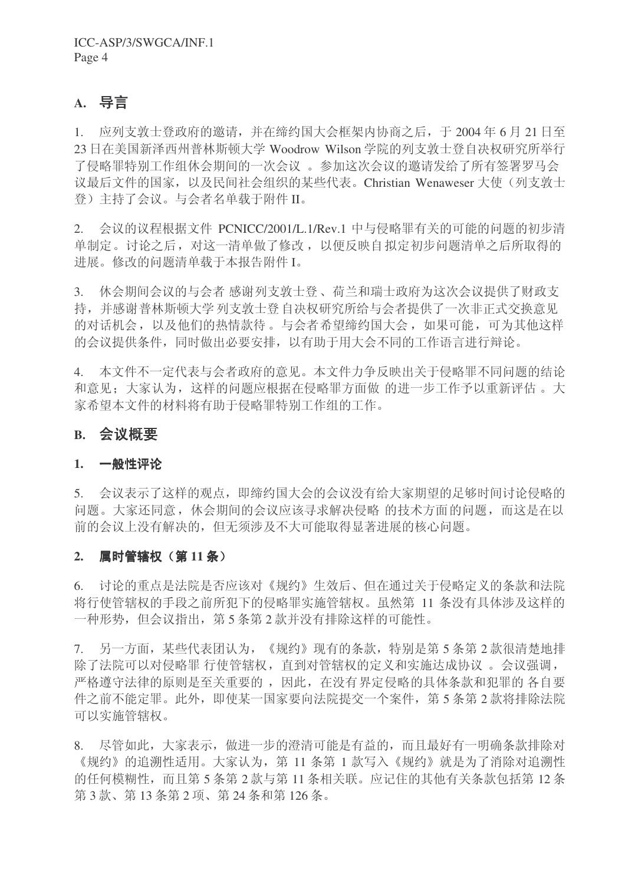## A. 导言

1. 应列支敦士登政府的邀请，并在缔约国大会框架内协商之后，于 2004 年 6 月 21 日至 23 日在美国新泽西州普林斯顿大学 Woodrow Wilson 学院的列支敦士登自决权研究所举行了侵略罪特别工作组休会期间的一次会议 。参加这次会议的邀请发给了所有签署罗马会议最后文件的国家，以及民间社会组织的某些代表。Christian Wenaweser 大使（列支敦士登）主持了会议。与会者名单载于附件 II。

2. 会议的议程根据文件 PCNICC/2001/L.1/Rev.1 中与侵略罪有关的可能的问题的初步清单制定。讨论之后，对这一清单做了修改，以便反映自拟定初步问题清单之后所取得的进展。修改的问题清单载于本报告附件 I。

3. 休会期间会议的与会者感谢列支敦士登、荷兰和瑞士政府为这次会议提供了财政支持，并感谢普林斯顿大学列支敦士登自决权研究所给与会者提供了一次非正式交换意见的对话机会，以及他们的热情款待。与会者希望缔约国大会，如果可能，可为其他这样的会议提供条件，同时做出必要安排，以有助于用大会不同的工作语言进行辩论。

4. 本文件不一定代表与会者政府的意见。本文件力争反映出关于侵略罪不同问题的结论和意见；大家认为，这样的问题应根据在侵略罪方面做的进一步工作予以重新评估。大家希望本文件的材料将有助于侵略罪特别工作组的工作。

## B. 会议概要

### 1. 一般性评论

5. 会议表示了这样的观点，即缔约国大会的会议没有给大家期望的足够时间讨论侵略的问题。大家还同意，休会期间的会议应该寻求解决侵略的技术方面的问题，而这是在以前的会议上没有解决的，但无须涉及不大可能取得显著进展的核心问题。

### 2. 属时管辖权（第 11 条）

6. 讨论的重点是法院是否应该对《规约》生效后、但在通过关于侵略定义的条款和法院将行使管辖权的手段之前所犯下的侵略罪实施管辖权。虽然第 11 条没有具体涉及这样的一种形势，但会议指出，第 5 条第 2 款并没有排除这样的可能性。

7. 另一方面，某些代表团认为，《规约》现有的条款，特别是第 5 条第 2 款很清楚地排除了法院可以对侵略罪行使管辖权，直到对管辖权的定义和实施达成协议。会议强调，严格遵守法律的原则是至关重要的，因此，在没有界定侵略的具体条款和犯罪的各自要件之前不能定罪。此外，即使某一国家要向法院提交一个案件，第 5 条第 2 款将排除法院可以实施管辖权。

8. 尽管如此，大家表示，做进一步的澄清可能是有益的，而且最好有一明确条款排除对《规约》的追溯性适用。大家认为，第 11 条第 1 款写入《规约》就是为了消除对追溯性的任何模糊性，而且第 5 条第 2 款与第 11 条相关联。应记住的其他有关条款包括第 12 条第 3 款、第 13 条第 2 项、第 24 条和第 126 条。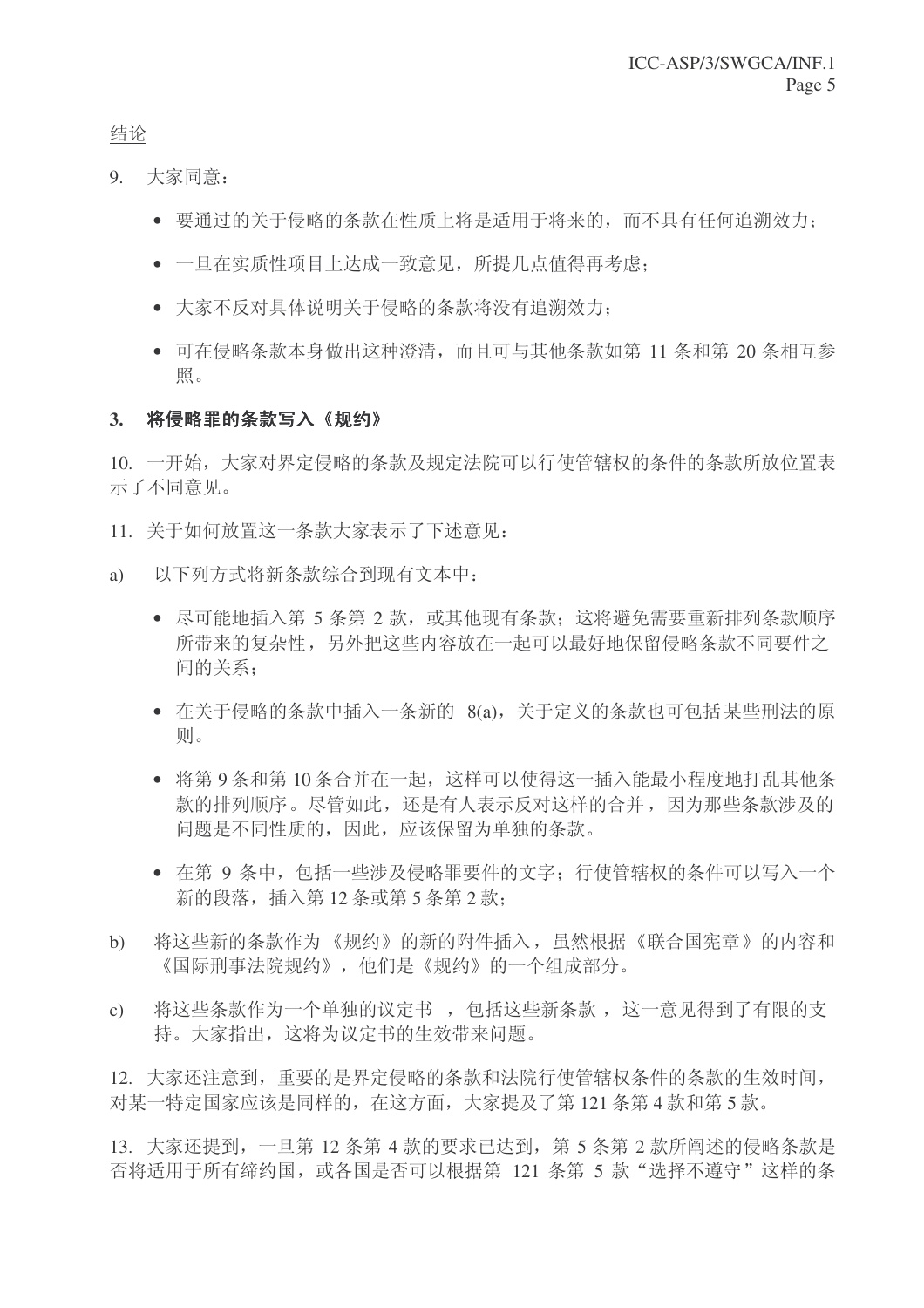结论

9. 大家同意：

- 要通过的关于侵略的条款在性质上将是适用于将来的，而不具有任何追溯效力；
- 一旦在实质性项目上达成一致意见，所提几点值得再考虑；
- 大家不反对具体说明关于侵略的条款将没有追溯效力；
- 可在侵略条款本身做出这种澄清，而且可与其他条款如第 11 条和第 20 条相互参照。

### 3. 将侵略罪的条款写入《规约》

10. 一开始，大家对界定侵略的条款及规定法院可以行使管辖权的条件的条款所放位置表示了不同意见。

11. 关于如何放置这一条款大家表示了下述意见：

a) 以下列方式将新条款综合到现有文本中：

- 尽可能地插入第 5 条第 2 款，或其他现有条款；这将避免需要重新排列条款顺序所带来的复杂性，另外把这些内容放在一起可以最好地保留侵略条款不同要件之间的关系；
- 在关于侵略的条款中插入一条新的 8(a)，关于定义的条款也可包括某些刑法的原则。
- 将第 9 条和第 10 条合并在一起，这样可以使得这一插入能最小程度地打乱其他条款的排列顺序。尽管如此，还是有人表示反对这样的合并，因为那些条款涉及的问题是不同性质的，因此，应该保留为单独的条款。
- 在第 9 条中，包括一些涉及侵略罪要件的文字；行使管辖权的条件可以写入一个新的段落，插入第 12 条或第 5 条第 2 款；

b) 将这些新的条款作为《规约》的新的附件插入，虽然根据《联合国宪章》的内容和《国际刑事法院规约》，他们是《规约》的一个组成部分。

c) 将这些条款作为一个单独的议定书 ，包括这些新条款 ，这一意见得到了有限的支持。大家指出，这将为议定书的生效带来问题。

12. 大家还注意到，重要的是界定侵略的条款和法院行使管辖权条件的条款的生效时间，对某一特定国家应该是同样的，在这方面，大家提及了第 121 条第 4 款和第 5 款。

13. 大家还提到，一旦第 12 条第 4 款的要求已达到，第 5 条第 2 款所阐述的侵略条款是否将适用于所有缔约国，或各国是否可以根据第 121 条第 5 款“选择不遵守”这样的条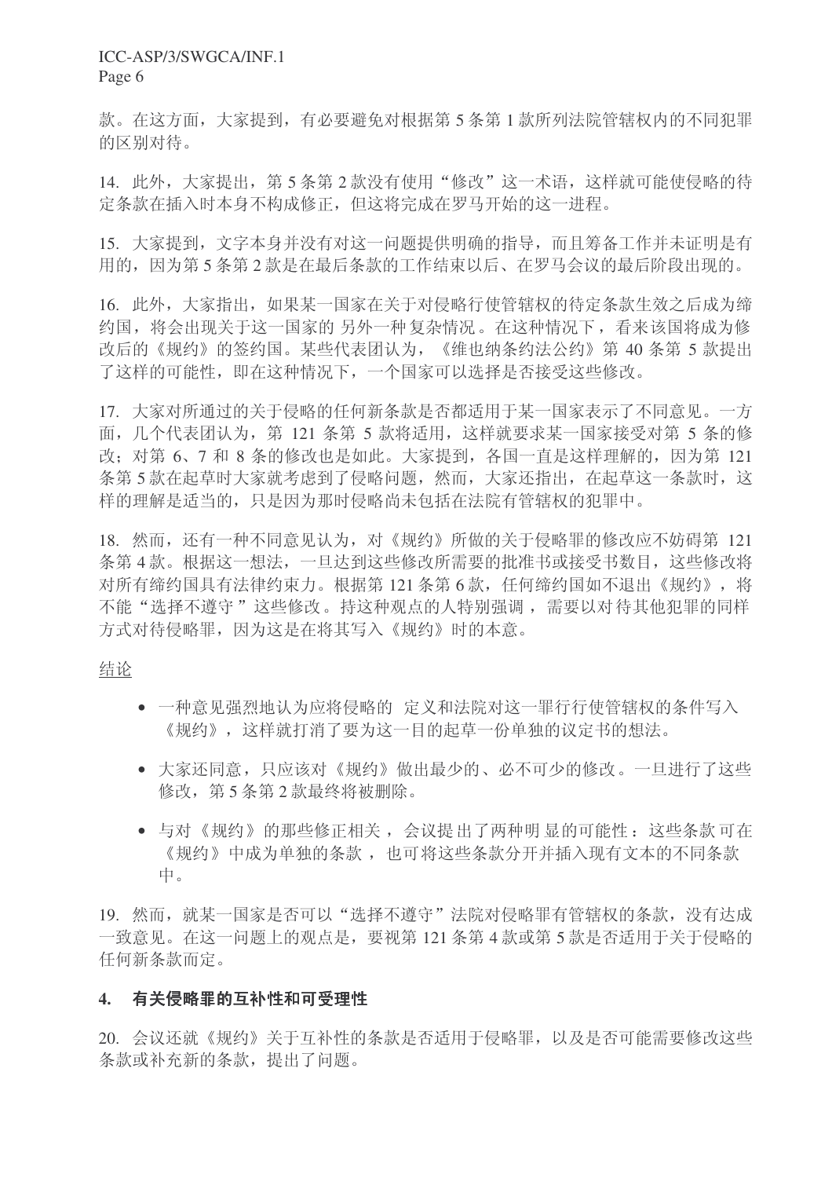款。在这方面，大家提到，有必要避免对根据第 5 条第 1 款所列法院管辖权内的不同犯罪的区别对待。

14. 此外，大家提出，第 5 条第 2 款没有使用"修改"这一术语，这样就可能使侵略的待定条款在插入时本身不构成修正，但这将完成在罗马开始的这一进程。

15. 大家提到，文字本身并没有对这一问题提供明确的指导，而且筹备工作并未证明是有用的，因为第 5 条第 2 款是在最后条款的工作结束以后、在罗马会议的最后阶段出现的。

16. 此外，大家指出，如果某一国家在关于对侵略行使管辖权的待定条款生效之后成为缔约国，将会出现关于这一国家的另外一种复杂情况。在这种情况下，看来该国将成为修改后的《规约》的签约国。某些代表团认为，《维也纳条约法公约》第 40 条第 5 款提出了这样的可能性，即在这种情况下，一个国家可以选择是否接受这些修改。

17. 大家对所通过的关于侵略的任何新条款是否都适用于某一国家表示了不同意见。一方面，几个代表团认为，第 121 条第 5 款将适用，这样就要求某一国家接受对第 5 条的修改；对第 6、7 和 8 条的修改也是如此。大家提到，各国一直是这样理解的，因为第 121 条第 5 款在起草时大家就考虑到了侵略问题，然而，大家还指出，在起草这一条款时，这样的理解是适当的，只是因为那时侵略尚未包括在法院有管辖权的犯罪中。

18. 然而，还有一种不同意见认为，对《规约》所做的关于侵略罪的修改应不妨碍第 121 条第 4 款。根据这一想法，一旦达到这些修改所需要的批准书或接受书数目，这些修改将对所有缔约国具有法律约束力。根据第 121 条第 6 款，任何缔约国如不退出《规约》，将不能"选择不遵守"这些修改。持这种观点的人特别强调，需要以对待其他犯罪的同样方式对待侵略罪，因为这是在将其写入《规约》时的本意。

<u>结论</u>

- 一种意见强烈地认为应将侵略的定义和法院对这一罪行行使管辖权的条件写入《规约》，这样就打消了要为这一目的起草一份单独的议定书的想法。
- 大家还同意，只应该对《规约》做出最少的、必不可少的修改。一旦进行了这些修改，第 5 条第 2 款最终将被删除。
- 与对《规约》的那些修正相关，会议提出了两种明显的可能性：这些条款可在《规约》中成为单独的条款，也可将这些条款分开并插入现有文本的不同条款中。

19. 然而，就某一国家是否可以"选择不遵守"法院对侵略罪有管辖权的条款，没有达成一致意见。在这一问题上的观点是，要视第 121 条第 4 款或第 5 款是否适用于关于侵略的任何新条款而定。

### 4. 有关侵略罪的互补性和可受理性

20. 会议还就《规约》关于互补性的条款是否适用于侵略罪，以及是否可能需要修改这些条款或补充新的条款，提出了问题。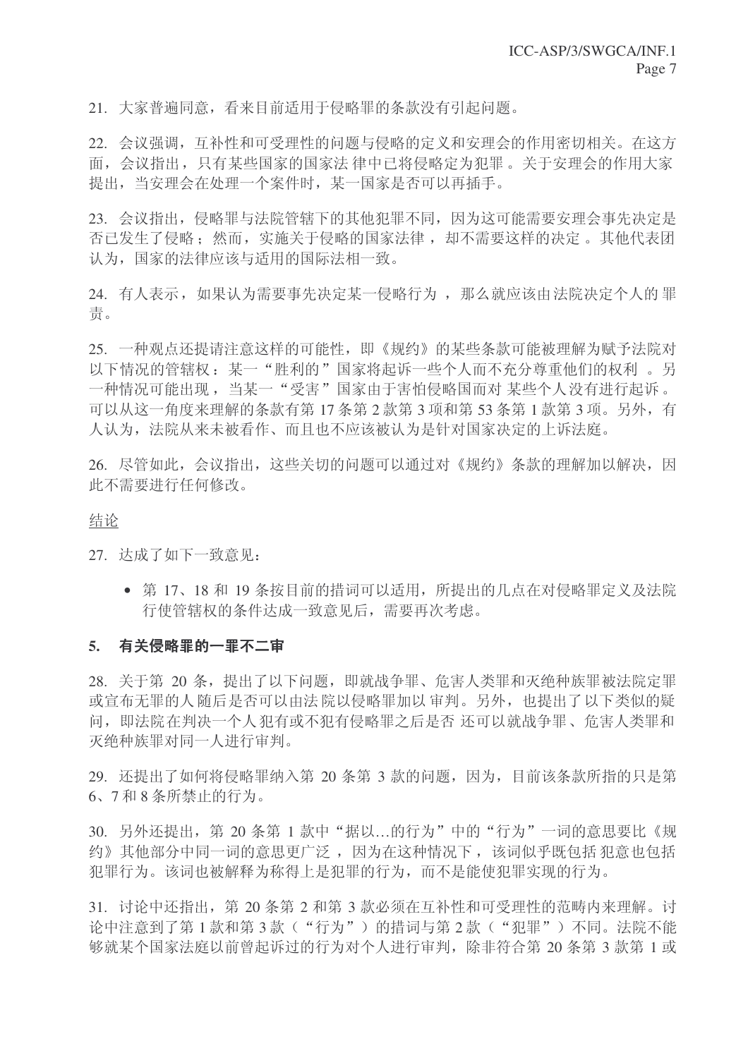21. 大家普遍同意，看来目前适用于侵略罪的条款没有引起问题。

22. 会议强调，互补性和可受理性的问题与侵略的定义和安理会的作用密切相关。在这方面，会议指出，只有某些国家的国家法律中已将侵略定为犯罪。关于安理会的作用大家提出，当安理会在处理一个案件时，某一国家是否可以再插手。

23. 会议指出，侵略罪与法院管辖下的其他犯罪不同，因为这可能需要安理会事先决定是否已发生了侵略；然而，实施关于侵略的国家法律，却不需要这样的决定。其他代表团认为，国家的法律应该与适用的国际法相一致。

24. 有人表示，如果认为需要事先决定某一侵略行为，那么就应该由法院决定个人的罪责。

25. 一种观点还提请注意这样的可能性，即《规约》的某些条款可能被理解为赋予法院对以下情况的管辖权：某一"胜利的"国家将起诉一些个人而不充分尊重他们的权利。另一种情况可能出现，当某一"受害"国家由于害怕侵略国而对某些个人没有进行起诉。可以从这一角度来理解的条款有第 17 条第 2 款第 3 项和第 53 条第 1 款第 3 项。另外，有人认为，法院从来未被看作、而且也不应该被认为是针对国家决定的上诉法庭。

26. 尽管如此，会议指出，这些关切的问题可以通过对《规约》条款的理解加以解决，因此不需要进行任何修改。

<u>结论</u>

27. 达成了如下一致意见：

- 第 17、18 和 19 条按目前的措词可以适用，所提出的几点在对侵略罪定义及法院行使管辖权的条件达成一致意见后，需要再次考虑。

### 5. 有关侵略罪的一罪不二审

28. 关于第 20 条，提出了以下问题，即就战争罪、危害人类罪和灭绝种族罪被法院定罪或宣布无罪的人随后是否可以由法院以侵略罪加以审判。另外，也提出了以下类似的疑问，即法院在判决一个人犯有或不犯有侵略罪之后是否还可以就战争罪、危害人类罪和灭绝种族罪对同一人进行审判。

29. 还提出了如何将侵略罪纳入第 20 条第 3 款的问题，因为，目前该条款所指的只是第 6、7 和 8 条所禁止的行为。

30. 另外还提出，第 20 条第 1 款中"据以…的行为"中的"行为"一词的意思要比《规约》其他部分中同一词的意思更广泛，因为在这种情况下，该词似乎既包括犯意也包括犯罪行为。该词也被解释为称得上是犯罪的行为，而不是能使犯罪实现的行为。

31. 讨论中还指出，第 20 条第 2 和第 3 款必须在互补性和可受理性的范畴内来理解。讨论中注意到了第 1 款和第 3 款（"行为"）的措词与第 2 款（"犯罪"）不同。法院不能够就某个国家法庭以前曾起诉过的行为对个人进行审判，除非符合第 20 条第 3 款第 1 或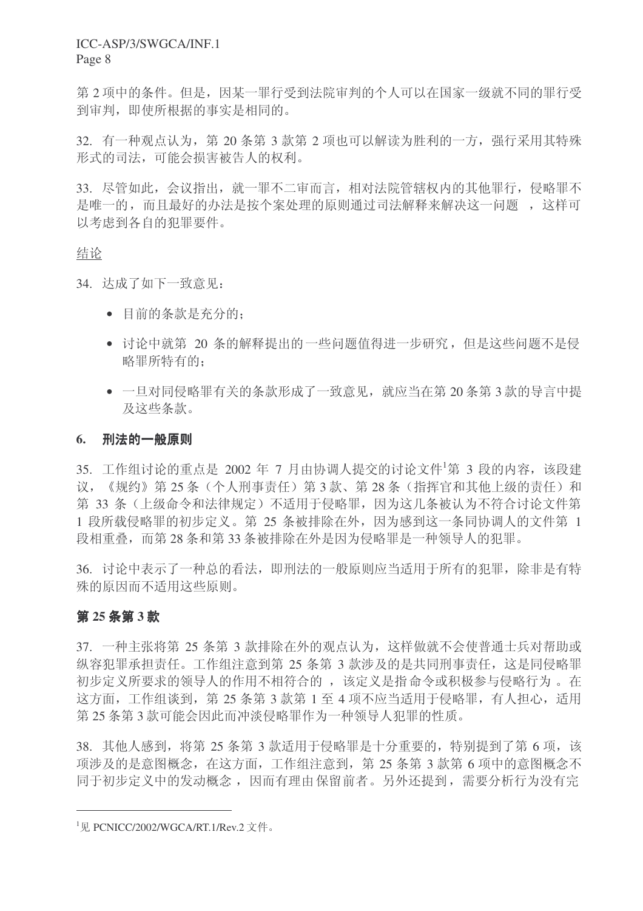第 2 项中的条件。但是，因某一罪行受到法院审判的个人可以在国家一级就不同的罪行受到审判，即使所根据的事实是相同的。

32. 有一种观点认为，第 20 条第 3 款第 2 项也可以解读为胜利的一方，强行采用其特殊形式的司法，可能会损害被告人的权利。

33. 尽管如此，会议指出，就一罪不二审而言，相对法院管辖权内的其他罪行，侵略罪不是唯一的，而且最好的办法是按个案处理的原则通过司法解释来解决这一问题 ，这样可以考虑到各自的犯罪要件。

结论

34. 达成了如下一致意见：

- 目前的条款是充分的；
- 讨论中就第 20 条的解释提出的一些问题值得进一步研究，但是这些问题不是侵略罪所特有的；
- 一旦对同侵略罪有关的条款形成了一致意见，就应当在第 20 条第 3 款的导言中提及这些条款。

## 6. 刑法的一般原则

35. 工作组讨论的重点是 2002 年 7 月由协调人提交的讨论文件[1]第 3 段的内容，该段建议，《规约》第 25 条（个人刑事责任）第 3 款、第 28 条（指挥官和其他上级的责任）和第 33 条（上级命令和法律规定）不适用于侵略罪，因为这几条被认为不符合讨论文件第 1 段所载侵略罪的初步定义。第 25 条被排除在外，因为感到这一条同协调人的文件第 1 段相重叠，而第 28 条和第 33 条被排除在外是因为侵略罪是一种领导人的犯罪。

36. 讨论中表示了一种总的看法，即刑法的一般原则应当适用于所有的犯罪，除非是有特殊的原因而不适用这些原则。

### 第 25 条第 3 款

37. 一种主张将第 25 条第 3 款排除在外的观点认为，这样做就不会使普通士兵对帮助或纵容犯罪承担责任。工作组注意到第 25 条第 3 款涉及的是共同刑事责任，这是同侵略罪初步定义所要求的领导人的作用不相符合的 ，该定义是指 命令或积极参与侵略行为 。在这方面，工作组谈到，第 25 条第 3 款第 1 至 4 项不应当适用于侵略罪，有人担心，适用第 25 条第 3 款可能会因此而冲淡侵略罪作为一种领导人犯罪的性质。

38. 其他人感到，将第 25 条第 3 款适用于侵略罪是十分重要的，特别提到了第 6 项，该项涉及的是意图概念，在这方面，工作组注意到，第 25 条第 3 款第 6 项中的意图概念不同于初步定义中的发动概念 ，因而有理由保留前者。另外还提到，需要分析行为没有完

---

[1] 见 PCNICC/2002/WGCA/RT.1/Rev.2 文件。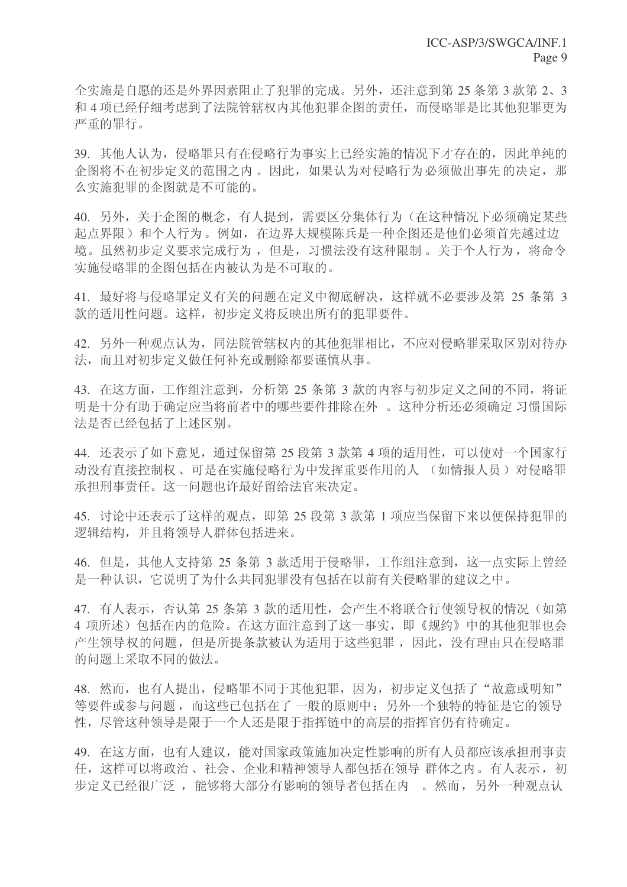全实施是自愿的还是外界因素阻止了犯罪的完成。另外，还注意到第 25 条第 3 款第 2、3 和 4 项已经仔细考虑到了法院管辖权内其他犯罪企图的责任，而侵略罪是比其他犯罪更为严重的罪行。

39. 其他人认为，侵略罪只有在侵略行为事实上已经实施的情况下才存在的，因此单纯的企图将不在初步定义的范围之内 。因此，如果认为对侵略行为必须做出事先的决定，那么实施犯罪的企图就是不可能的。

40. 另外，关于企图的概念，有人提到，需要区分集体行为（在这种情况下必须确定某些起点界限）和个人行为 。例如，在边界大规模陈兵是一种企图还是他们必须首先越过边境。虽然初步定义要求完成行为 ，但是，习惯法没有这种限制 。关于个人行为 ，将命令实施侵略罪的企图包括在内被认为是不可取的。

41. 最好将与侵略罪定义有关的问题在定义中彻底解决，这样就不必要涉及第 25 条第 3 款的适用性问题。这样，初步定义将反映出所有的犯罪要件。

42. 另外一种观点认为，同法院管辖权内的其他犯罪相比，不应对侵略罪采取区别对待办法，而且对初步定义做任何补充或删除都要谨慎从事。

43. 在这方面，工作组注意到，分析第 25 条第 3 款的内容与初步定义之间的不同，将证明是十分有助于确定应当将前者中的哪些要件排除在外 。这种分析还必须确定 习惯国际法是否已经包括了上述区别。

44. 还表示了如下意见，通过保留第 25 段第 3 款第 4 项的适用性，可以使对一个国家行动没有直接控制权 、可是在实施侵略行为中发挥重要作用的人 （如情报人员 ）对侵略罪承担刑事责任。这一问题也许最好留给法官来决定。

45. 讨论中还表示了这样的观点，即第 25 段第 3 款第 1 项应当保留下来以便保持犯罪的逻辑结构，并且将领导人群体包括进来。

46. 但是，其他人支持第 25 条第 3 款适用于侵略罪，工作组注意到，这一点实际上曾经是一种认识，它说明了为什么共同犯罪没有包括在以前有关侵略罪的建议之中。

47. 有人表示，否认第 25 条第 3 款的适用性，会产生不将联合行使领导权的情况（如第 4 项所述）包括在内的危险。在这方面注意到了这一事实，即《规约》中的其他犯罪也会产生领导权的问题，但是所提条款被认为适用于这些犯罪 ，因此，没有理由只在侵略罪的问题上采取不同的做法。

48. 然而，也有人提出，侵略罪不同于其他犯罪，因为，初步定义包括了“故意或明知”等要件或参与问题 ，而这些已包括在了 一般的原则中；另外一个独特的特征是它的领导性，尽管这种领导是限于一个人还是限于指挥链中的高层的指挥官仍有待确定。

49. 在这方面，也有人建议，能对国家政策施加决定性影响的所有人员都应该承担刑事责任，这样可以将政治 、社会、企业和精神领导人都包括在领导 群体之内。有人表示，初步定义已经很广泛 ，能够将大部分有影响的领导者包括在内 。然而，另外一种观点认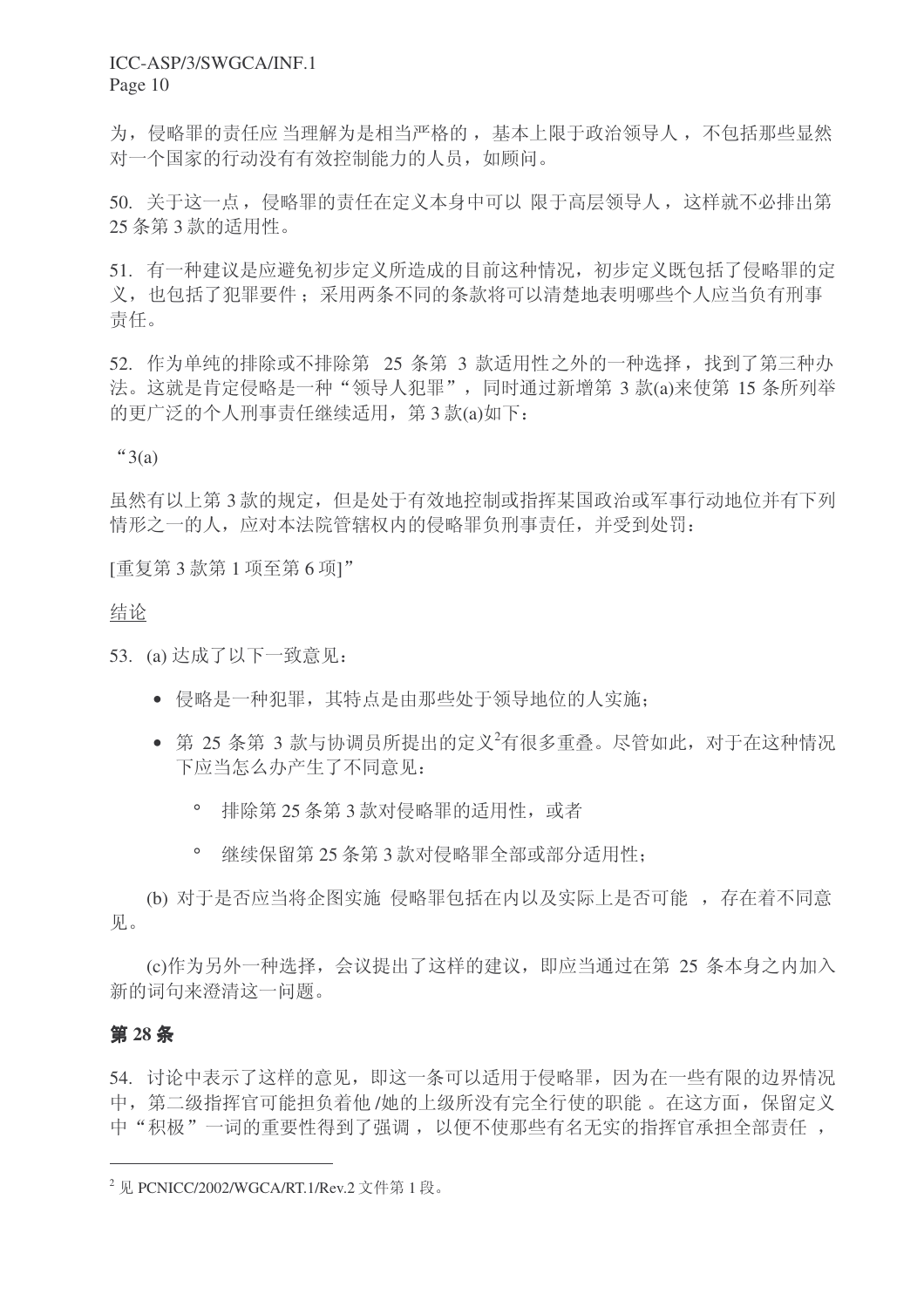为，侵略罪的责任应当理解为是相当严格的，基本上限于政治领导人，不包括那些显然对一个国家的行动没有有效控制能力的人员，如顾问。

50. 关于这一点，侵略罪的责任在定义本身中可以限于高层领导人，这样就不必排出第 25 条第 3 款的适用性。

51. 有一种建议是应避免初步定义所造成的目前这种情况，初步定义既包括了侵略罪的定义，也包括了犯罪要件；采用两条不同的条款将可以清楚地表明哪些个人应当负有刑事责任。

52. 作为单纯的排除或不排除第 25 条第 3 款适用性之外的一种选择，找到了第三种办法。这就是肯定侵略是一种“领导人犯罪”，同时通过新增第 3 款(a)来使第 15 条所列举的更广泛的个人刑事责任继续适用，第 3 款(a)如下：

“3(a)

虽然有以上第 3 款的规定，但是处于有效地控制或指挥某国政治或军事行动地位并有下列情形之一的人，应对本法院管辖权内的侵略罪负刑事责任，并受到处罚：

[重复第 3 款第 1 项至第 6 项]”

<u>结论</u>

53. (a) 达成了以下一致意见：

- 侵略是一种犯罪，其特点是由那些处于领导地位的人实施；
- 第 25 条第 3 款与协调员所提出的定义[2]有很多重叠。尽管如此，对于在这种情况下应当怎么办产生了不同意见：
  - 排除第 25 条第 3 款对侵略罪的适用性，或者
  - 继续保留第 25 条第 3 款对侵略罪全部或部分适用性；

(b) 对于是否应当将企图实施侵略罪包括在内以及实际上是否可能，存在着不同意见。

(c)作为另外一种选择，会议提出了这样的建议，即应当通过在第 25 条本身之内加入新的词句来澄清这一问题。

### 第 28 条

54. 讨论中表示了这样的意见，即这一条可以适用于侵略罪，因为在一些有限的边界情况中，第二级指挥官可能担负着他/她的上级所没有完全行使的职能。在这方面，保留定义中“积极”一词的重要性得到了强调，以便不使那些有名无实的指挥官承担全部责任，

---

[2] 见 PCNICC/2002/WGCA/RT.1/Rev.2 文件第 1 段。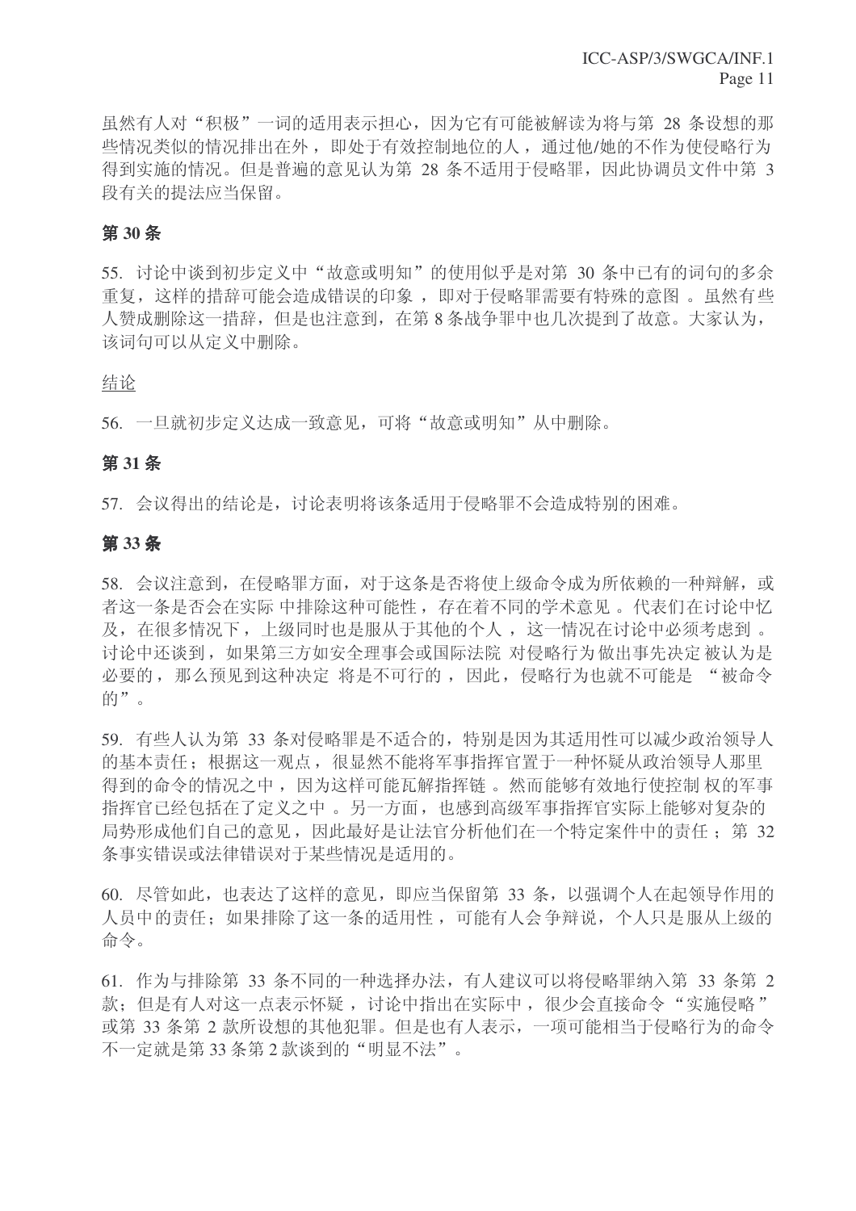虽然有人对“积极”一词的适用表示担心，因为它有可能被解读为将与第 28 条设想的那些情况类似的情况排出在外，即处于有效控制地位的人，通过他/她的不作为使侵略行为得到实施的情况。但是普遍的意见认为第 28 条不适用于侵略罪，因此协调员文件中第 3 段有关的提法应当保留。

### 第 30 条

55. 讨论中谈到初步定义中“故意或明知”的使用似乎是对第 30 条中已有的词句的多余重复，这样的措辞可能会造成错误的印象，即对于侵略罪需要有特殊的意图。虽然有些人赞成删除这一措辞，但是也注意到，在第 8 条战争罪中也几次提到了故意。大家认为，该词句可以从定义中删除。

结论

56. 一旦就初步定义达成一致意见，可将“故意或明知”从中删除。

### 第 31 条

57. 会议得出的结论是，讨论表明将该条适用于侵略罪不会造成特别的困难。

### 第 33 条

58. 会议注意到，在侵略罪方面，对于这条是否将使上级命令成为所依赖的一种辩解，或者这一条是否会在实际中排除这种可能性，存在着不同的学术意见。代表们在讨论中忆及，在很多情况下，上级同时也是服从于其他的个人，这一情况在讨论中必须考虑到。讨论中还谈到，如果第三方如安全理事会或国际法院对侵略行为做出事先决定被认为是必要的，那么预见到这种决定将是不可行的，因此，侵略行为也就不可能是“被命令的”。

59. 有些人认为第 33 条对侵略罪是不适合的，特别是因为其适用性可以减少政治领导人的基本责任；根据这一观点，很显然不能将军事指挥官置于一种怀疑从政治领导人那里得到的命令的情况之中，因为这样可能瓦解指挥链。然而能够有效地行使控制权的军事指挥官已经包括在了定义之中。另一方面，也感到高级军事指挥官实际上能够对复杂的局势形成他们自己的意见，因此最好是让法官分析他们在一个特定案件中的责任；第 32 条事实错误或法律错误对于某些情况是适用的。

60. 尽管如此，也表达了这样的意见，即应当保留第 33 条，以强调个人在起领导作用的人员中的责任；如果排除了这一条的适用性，可能有人会争辩说，个人只是服从上级的命令。

61. 作为与排除第 33 条不同的一种选择办法，有人建议可以将侵略罪纳入第 33 条第 2 款；但是有人对这一点表示怀疑，讨论中指出在实际中，很少会直接命令“实施侵略”或第 33 条第 2 款所设想的其他犯罪。但是也有人表示，一项可能相当于侵略行为的命令不一定就是第 33 条第 2 款谈到的“明显不法”。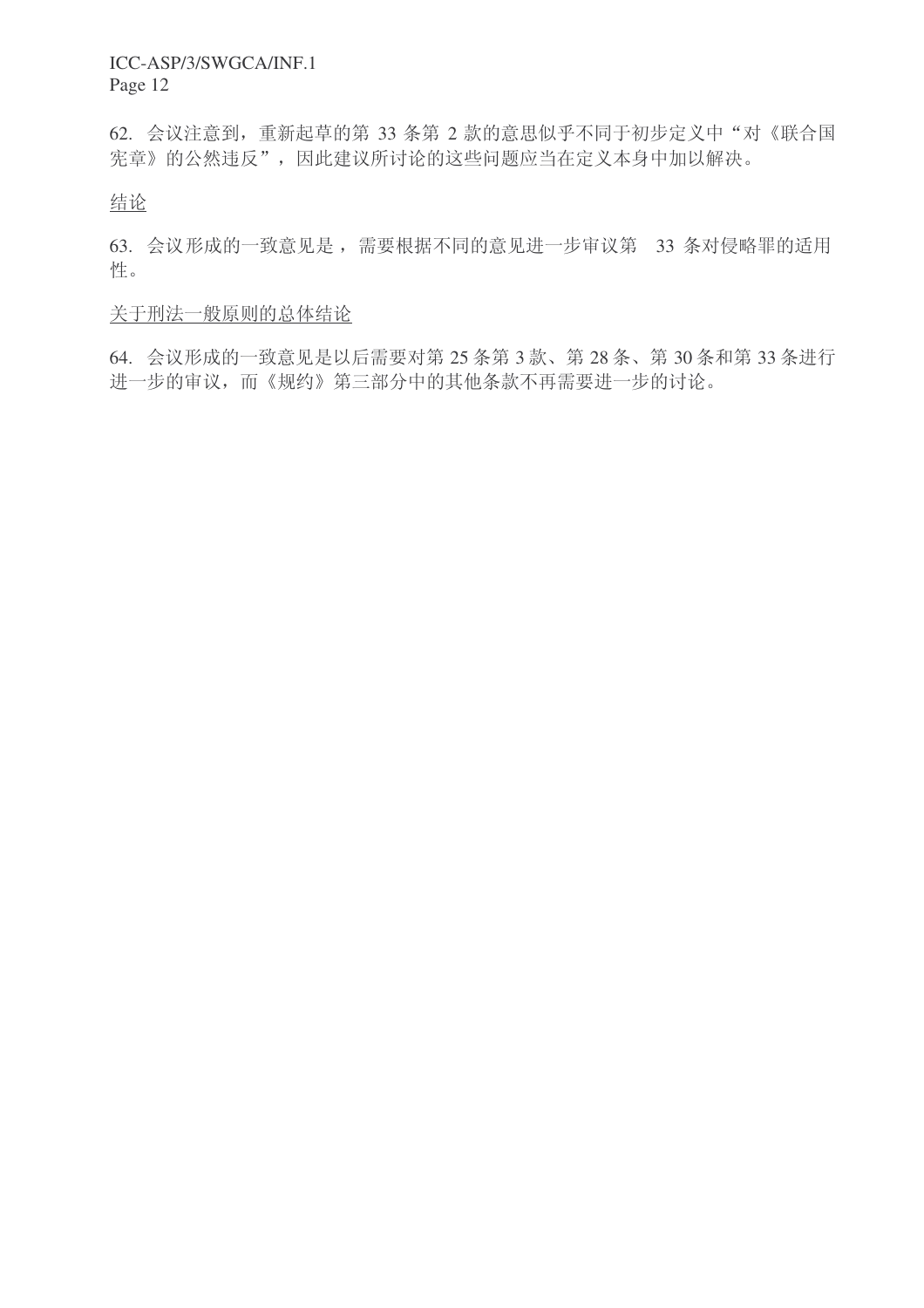62. 会议注意到，重新起草的第 33 条第 2 款的意思似乎不同于初步定义中“对《联合国宪章》的公然违反”，因此建议所讨论的这些问题应当在定义本身中加以解决。

<u>结论</u>

63. 会议形成的一致意见是，需要根据不同的意见进一步审议第 33 条对侵略罪的适用性。

<u>关于刑法一般原则的总体结论</u>

64. 会议形成的一致意见是以后需要对第 25 条第 3 款、第 28 条、第 30 条和第 33 条进行进一步的审议，而《规约》第三部分中的其他条款不再需要进一步的讨论。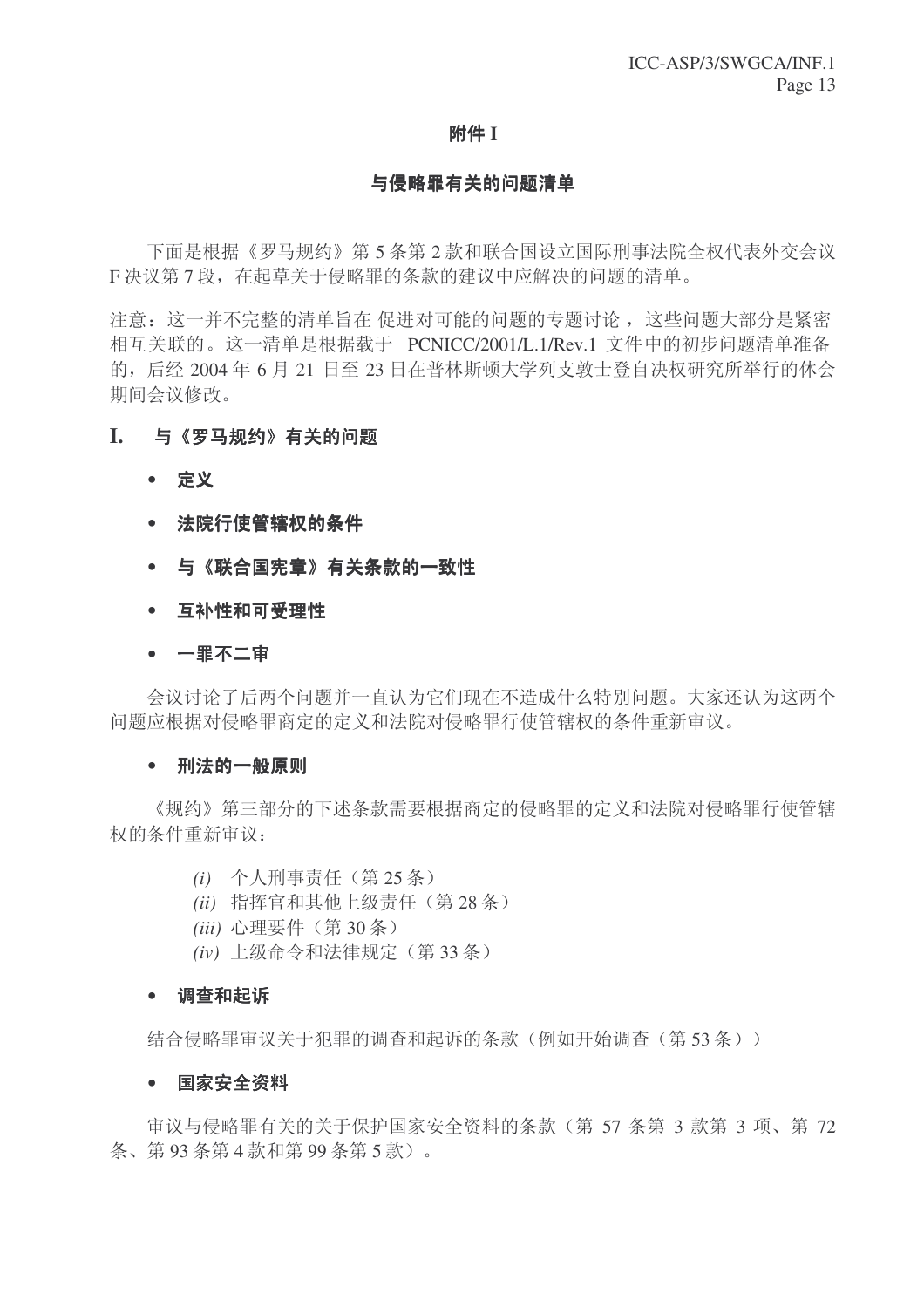## 附件 I

## 与侵略罪有关的问题清单

下面是根据《罗马规约》第 5 条第 2 款和联合国设立国际刑事法院全权代表外交会议 F 决议第 7 段，在起草关于侵略罪的条款的建议中应解决的问题的清单。

注意：这一并不完整的清单旨在 促进对可能的问题的专题讨论，这些问题大部分是紧密相互关联的。这一清单是根据载于 PCNICC/2001/L.1/Rev.1 文件中的初步问题清单准备的，后经 2004 年 6 月 21 日至 23 日在普林斯顿大学列支敦士登自决权研究所举行的休会期间会议修改。

### I. 与《罗马规约》有关的问题

- **定义**
- **法院行使管辖权的条件**
- **与《联合国宪章》有关条款的一致性**
- **互补性和可受理性**
- **一罪不二审**

会议讨论了后两个问题并一直认为它们现在不造成什么特别问题。大家还认为这两个问题应根据对侵略罪商定的定义和法院对侵略罪行使管辖权的条件重新审议。

- **刑法的一般原则**

《规约》第三部分的下述条款需要根据商定的侵略罪的定义和法院对侵略罪行使管辖权的条件重新审议：

*(i)* 个人刑事责任（第 25 条）
*(ii)* 指挥官和其他上级责任（第 28 条）
*(iii)* 心理要件（第 30 条）
*(iv)* 上级命令和法律规定（第 33 条）

- **调查和起诉**

结合侵略罪审议关于犯罪的调查和起诉的条款（例如开始调查（第 53 条））

- **国家安全资料**

审议与侵略罪有关的关于保护国家安全资料的条款（第 57 条第 3 款第 3 项、第 72 条、第 93 条第 4 款和第 99 条第 5 款）。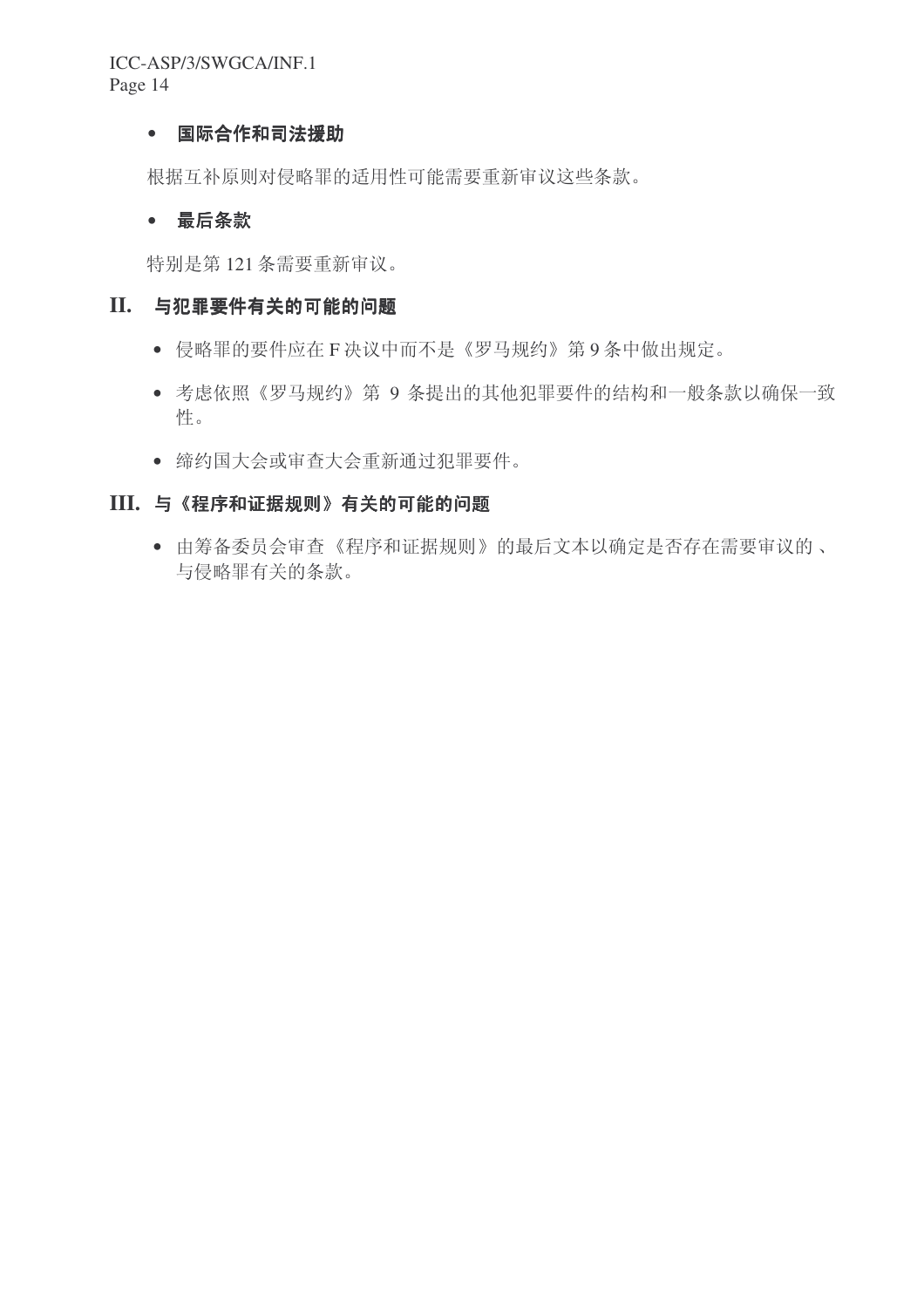- **国际合作和司法援助**

根据互补原则对侵略罪的适用性可能需要重新审议这些条款。

- **最后条款**

特别是第 121 条需要重新审议。

## II. 与犯罪要件有关的可能的问题

- 侵略罪的要件应在 F 决议中而不是《罗马规约》第 9 条中做出规定。
- 考虑依照《罗马规约》第 9 条提出的其他犯罪要件的结构和一般条款以确保一致性。
- 缔约国大会或审查大会重新通过犯罪要件。

## III. 与《程序和证据规则》有关的可能的问题

- 由筹备委员会审查《程序和证据规则》的最后文本以确定是否存在需要审议的、与侵略罪有关的条款。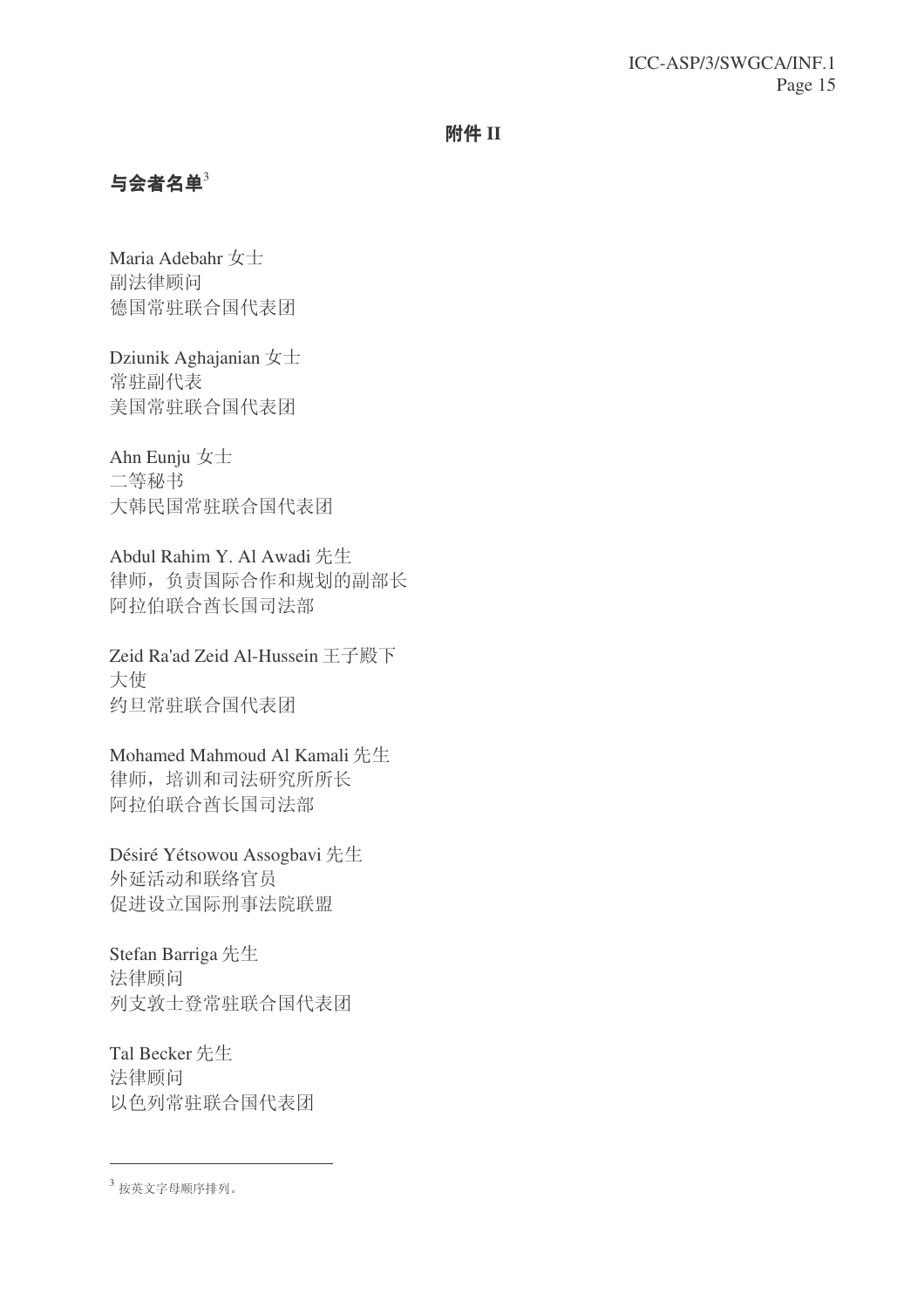## 附件 II

### 与会者名单[3]

Maria Adebahr 女士
副法律顾问
德国常驻联合国代表团

Dziunik Aghajanian 女士
常驻副代表
美国常驻联合国代表团

Ahn Eunju 女士
二等秘书
大韩民国常驻联合国代表团

Abdul Rahim Y. Al Awadi 先生
律师，负责国际合作和规划的副部长
阿拉伯联合酋长国司法部

Zeid Ra'ad Zeid Al-Hussein 王子殿下
大使
约旦常驻联合国代表团

Mohamed Mahmoud Al Kamali 先生
律师，培训和司法研究所所长
阿拉伯联合酋长国司法部

Désiré Yétsowou Assogbavi 先生
外延活动和联络官员
促进设立国际刑事法院联盟

Stefan Barriga 先生
法律顾问
列支敦士登常驻联合国代表团

Tal Becker 先生
法律顾问
以色列常驻联合国代表团

---

[3] 按英文字母顺序排列。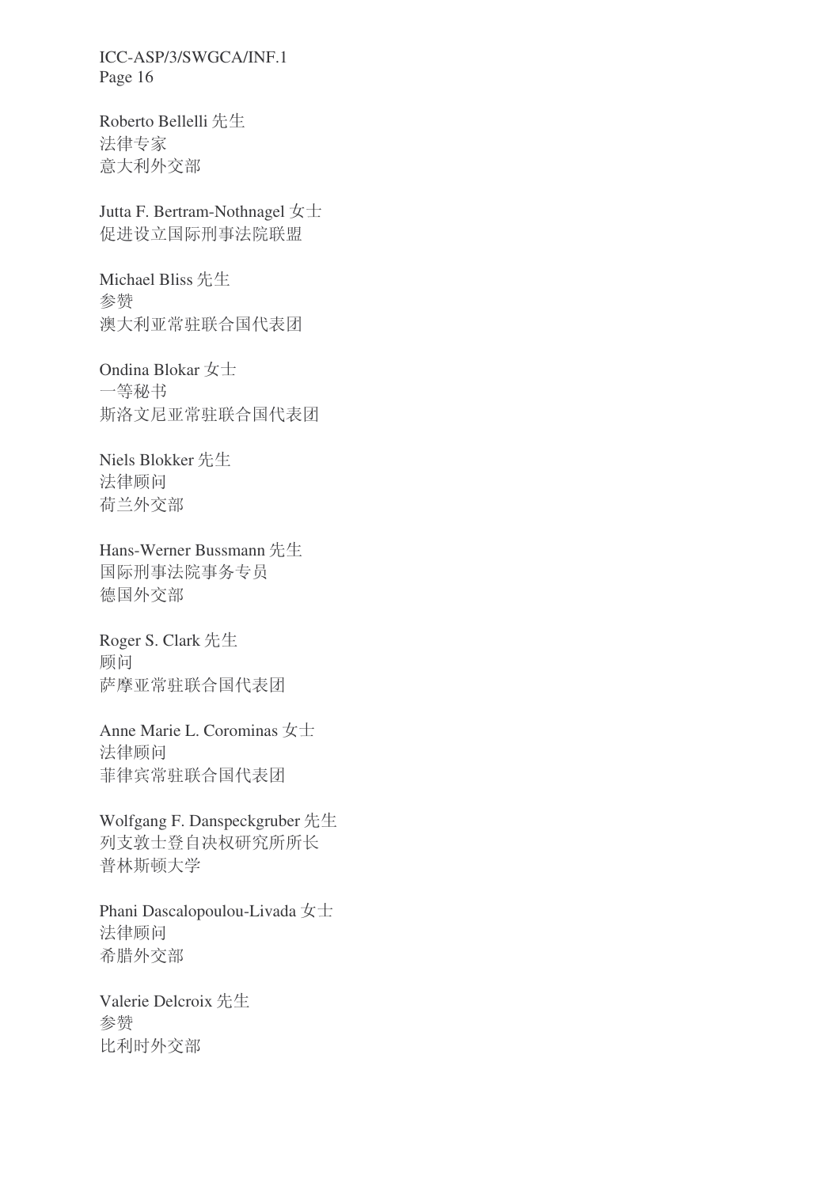Roberto Bellelli 先生
法律专家
意大利外交部

Jutta F. Bertram-Nothnagel 女士
促进设立国际刑事法院联盟

Michael Bliss 先生
参赞
澳大利亚常驻联合国代表团

Ondina Blokar 女士
一等秘书
斯洛文尼亚常驻联合国代表团

Niels Blokker 先生
法律顾问
荷兰外交部

Hans-Werner Bussmann 先生
国际刑事法院事务专员
德国外交部

Roger S. Clark 先生
顾问
萨摩亚常驻联合国代表团

Anne Marie L. Corominas 女士
法律顾问
菲律宾常驻联合国代表团

Wolfgang F. Danspeckgruber 先生
列支敦士登自决权研究所所长
普林斯顿大学

Phani Dascalopoulou-Livada 女士
法律顾问
希腊外交部

Valerie Delcroix 先生
参赞
比利时外交部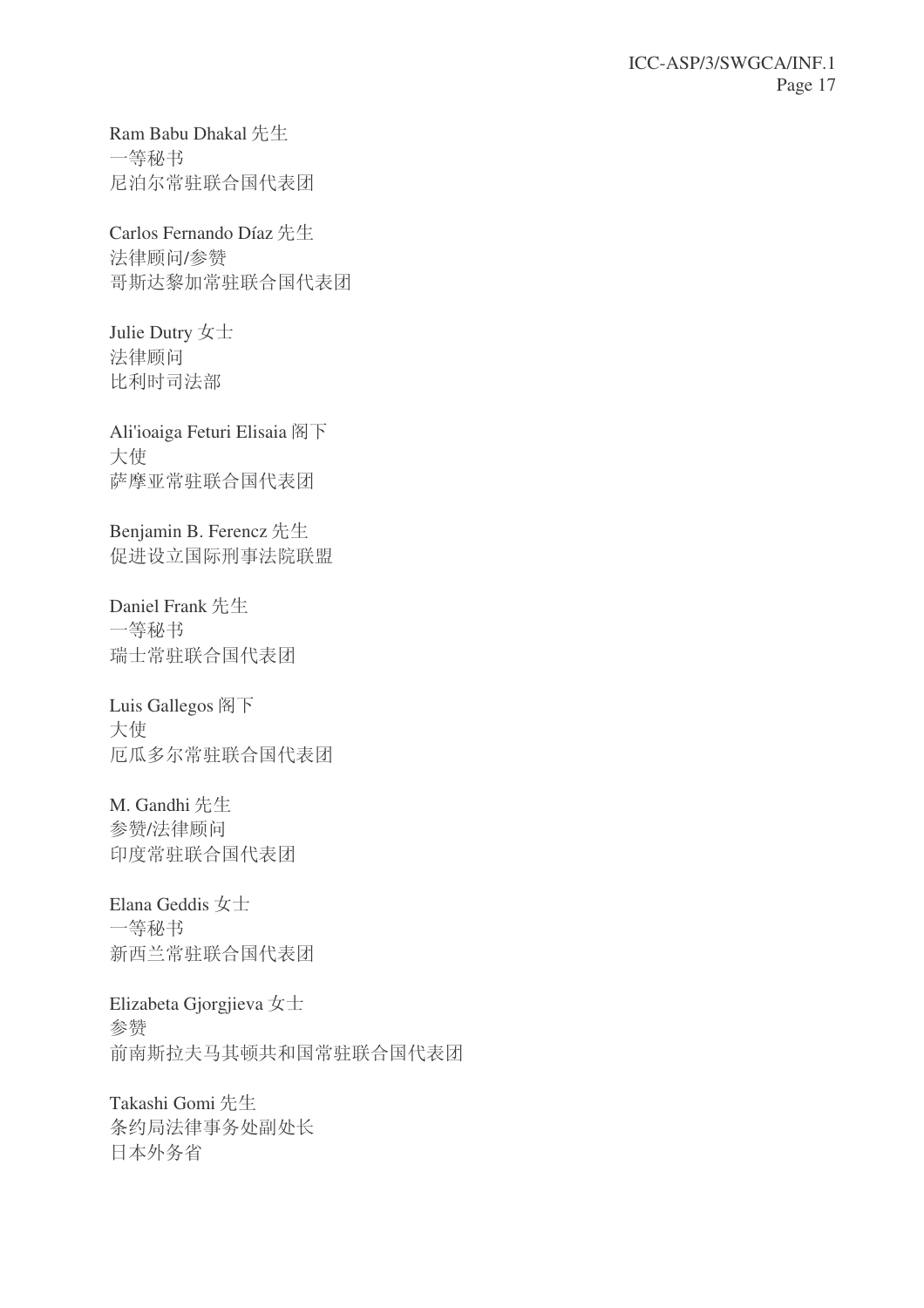Ram Babu Dhakal 先生
一等秘书
尼泊尔常驻联合国代表团

Carlos Fernando Díaz 先生
法律顾问/参赞
哥斯达黎加常驻联合国代表团

Julie Dutry 女士
法律顾问
比利时司法部

Ali'ioaiga Feturi Elisaia 阁下
大使
萨摩亚常驻联合国代表团

Benjamin B. Ferencz 先生
促进设立国际刑事法院联盟

Daniel Frank 先生
一等秘书
瑞士常驻联合国代表团

Luis Gallegos 阁下
大使
厄瓜多尔常驻联合国代表团

M. Gandhi 先生
参赞/法律顾问
印度常驻联合国代表团

Elana Geddis 女士
一等秘书
新西兰常驻联合国代表团

Elizabeta Gjorgjieva 女士
参赞
前南斯拉夫马其顿共和国常驻联合国代表团

Takashi Gomi 先生
条约局法律事务处副处长
日本外务省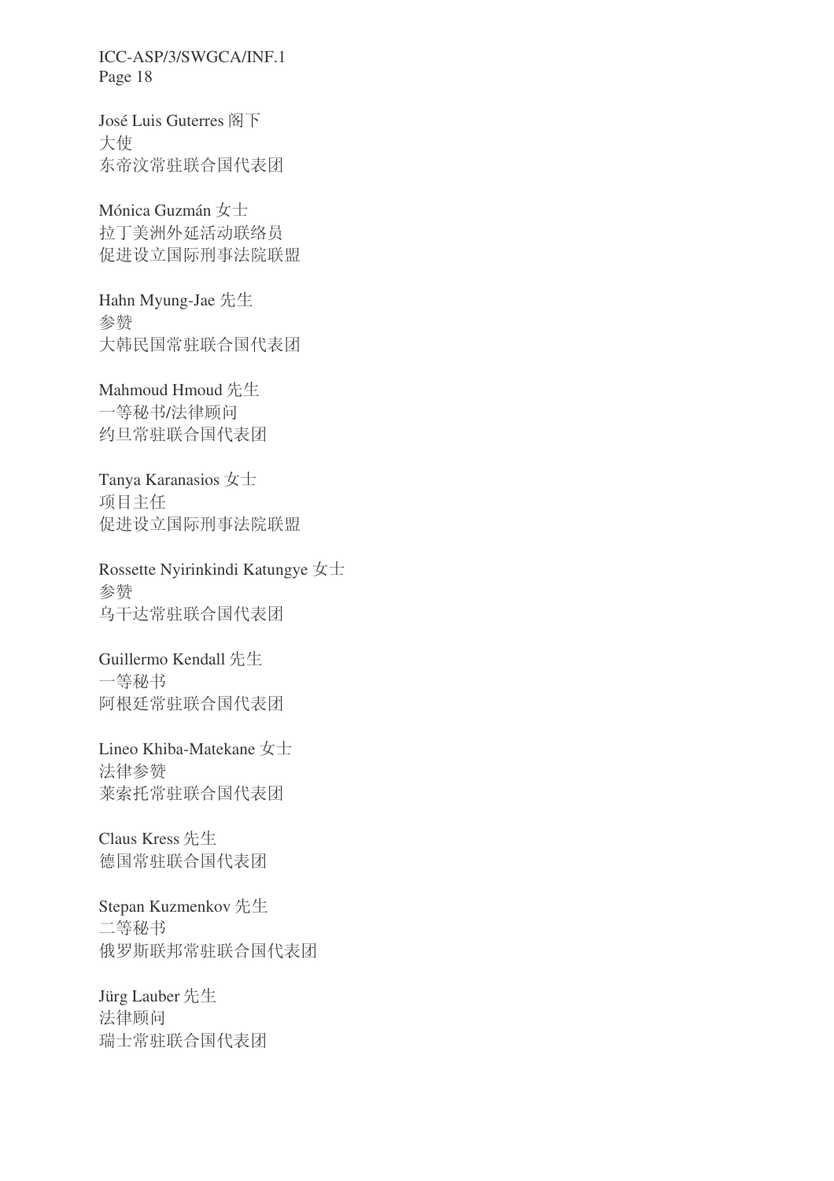José Luis Guterres 阁下
大使
东帝汶常驻联合国代表团

Mónica Guzmán 女士
拉丁美洲外延活动联络员
促进设立国际刑事法院联盟

Hahn Myung-Jae 先生
参赞
大韩民国常驻联合国代表团

Mahmoud Hmoud 先生
一等秘书/法律顾问
约旦常驻联合国代表团

Tanya Karanasios 女士
项目主任
促进设立国际刑事法院联盟

Rossette Nyirinkindi Katungye 女士
参赞
乌干达常驻联合国代表团

Guillermo Kendall 先生
一等秘书
阿根廷常驻联合国代表团

Lineo Khiba-Matekane 女士
法律参赞
莱索托常驻联合国代表团

Claus Kress 先生
德国常驻联合国代表团

Stepan Kuzmenkov 先生
二等秘书
俄罗斯联邦常驻联合国代表团

Jürg Lauber 先生
法律顾问
瑞士常驻联合国代表团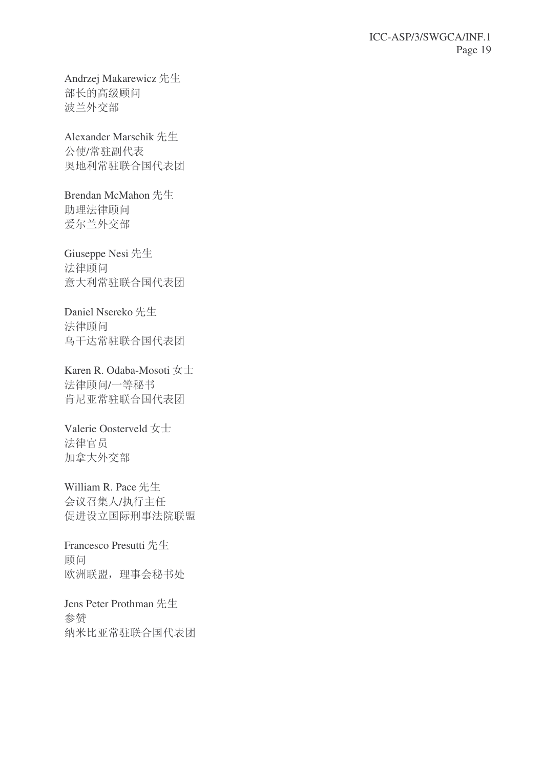Andrzej Makarewicz 先生
部长的高级顾问
波兰外交部

Alexander Marschik 先生
公使/常驻副代表
奥地利常驻联合国代表团

Brendan McMahon 先生
助理法律顾问
爱尔兰外交部

Giuseppe Nesi 先生
法律顾问
意大利常驻联合国代表团

Daniel Nsereko 先生
法律顾问
乌干达常驻联合国代表团

Karen R. Odaba-Mosoti 女士
法律顾问/一等秘书
肯尼亚常驻联合国代表团

Valerie Oosterveld 女士
法律官员
加拿大外交部

William R. Pace 先生
会议召集人/执行主任
促进设立国际刑事法院联盟

Francesco Presutti 先生
顾问
欧洲联盟，理事会秘书处

Jens Peter Prothman 先生
参赞
纳米比亚常驻联合国代表团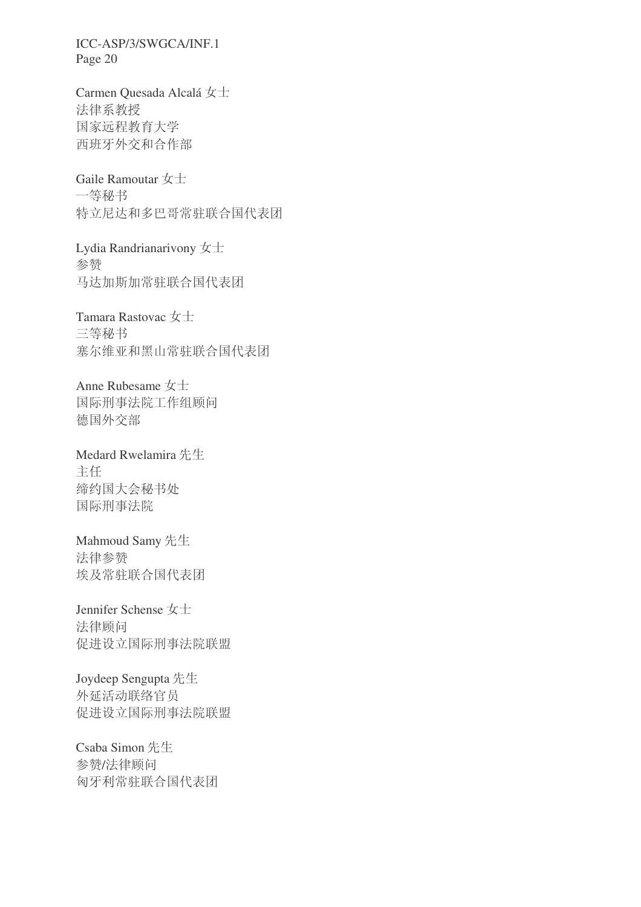Carmen Quesada Alcalá 女士
法律系教授
国家远程教育大学
西班牙外交和合作部

Gaile Ramoutar 女士
一等秘书
特立尼达和多巴哥常驻联合国代表团

Lydia Randrianarivony 女士
参赞
马达加斯加常驻联合国代表团

Tamara Rastovac 女士
三等秘书
塞尔维亚和黑山常驻联合国代表团

Anne Rubesame 女士
国际刑事法院工作组顾问
德国外交部

Medard Rwelamira 先生
主任
缔约国大会秘书处
国际刑事法院

Mahmoud Samy 先生
法律参赞
埃及常驻联合国代表团

Jennifer Schense 女士
法律顾问
促进设立国际刑事法院联盟

Joydeep Sengupta 先生
外延活动联络官员
促进设立国际刑事法院联盟

Csaba Simon 先生
参赞/法律顾问
匈牙利常驻联合国代表团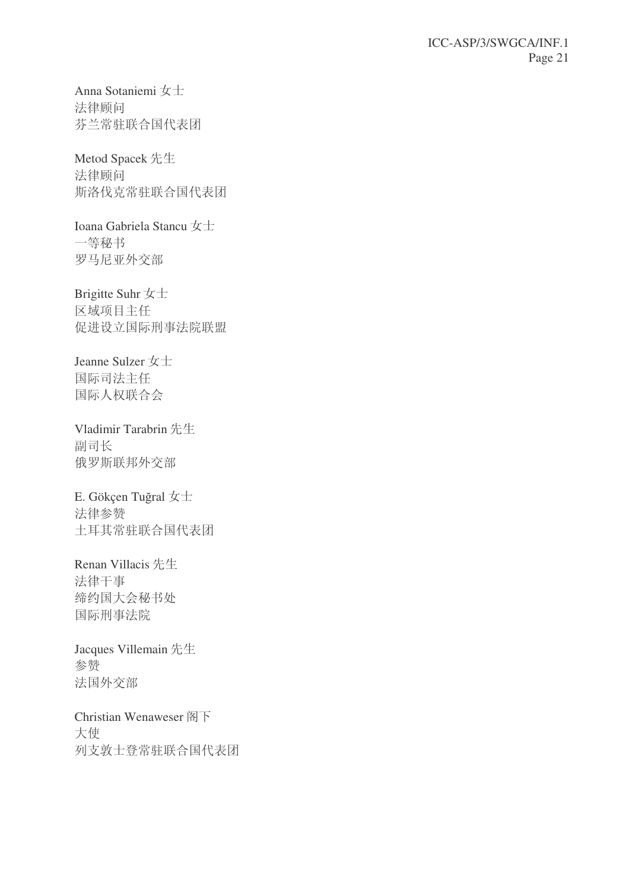Anna Sotaniemi 女士
法律顾问
芬兰常驻联合国代表团

Metod Spacek 先生
法律顾问
斯洛伐克常驻联合国代表团

Ioana Gabriela Stancu 女士
一等秘书
罗马尼亚外交部

Brigitte Suhr 女士
区域项目主任
促进设立国际刑事法院联盟

Jeanne Sulzer 女士
国际司法主任
国际人权联合会

Vladimir Tarabrin 先生
副司长
俄罗斯联邦外交部

E. Gökçen Tuğral 女士
法律参赞
土耳其常驻联合国代表团

Renan Villacis 先生
法律干事
缔约国大会秘书处
国际刑事法院

Jacques Villemain 先生
参赞
法国外交部

Christian Wenaweser 阁下
大使
列支敦士登常驻联合国代表团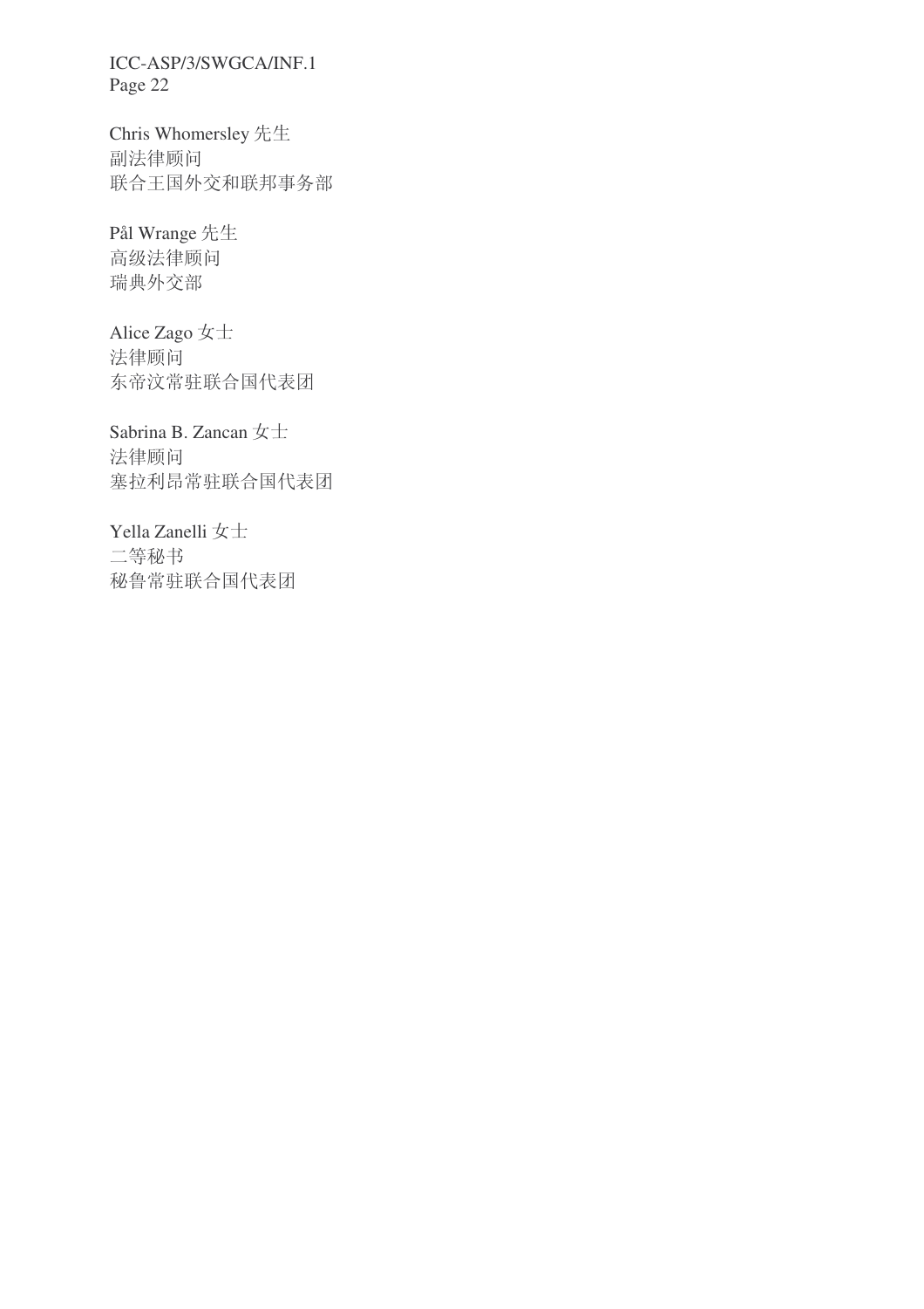Chris Whomersley 先生
副法律顾问
联合王国外交和联邦事务部

Pål Wrange 先生
高级法律顾问
瑞典外交部

Alice Zago 女士
法律顾问
东帝汶常驻联合国代表团

Sabrina B. Zancan 女士
法律顾问
塞拉利昂常驻联合国代表团

Yella Zanelli 女士
二等秘书
秘鲁常驻联合国代表团